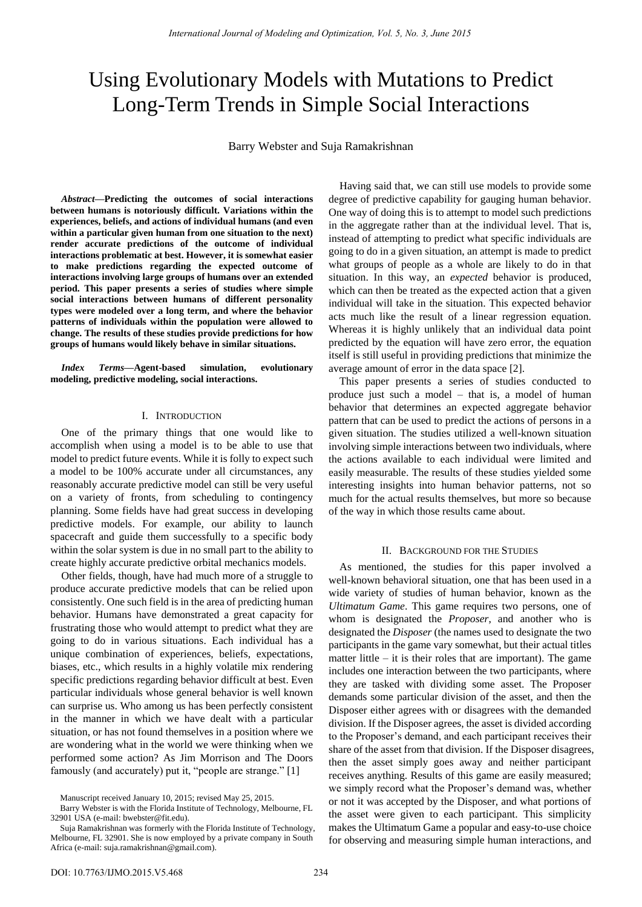# Using Evolutionary Models with Mutations to Predict Long-Term Trends in Simple Social Interactions

Barry Webster and Suja Ramakrishnan

***Abstract*—Predicting the outcomes of social interactions between humans is notoriously difficult. Variations within the experiences, beliefs, and actions of individual humans (and even within a particular given human from one situation to the next) render accurate predictions of the outcome of individual interactions problematic at best. However, it is somewhat easier to make predictions regarding the expected outcome of interactions involving large groups of humans over an extended period. This paper presents a series of studies where simple social interactions between humans of different personality types were modeled over a long term, and where the behavior patterns of individuals within the population were allowed to change. The results of these studies provide predictions for how groups of humans would likely behave in similar situations.**

***Index Terms*—Agent-based simulation, evolutionary modeling, predictive modeling, social interactions.**

## I. Introduction

One of the primary things that one would like to accomplish when using a model is to be able to use that model to predict future events. While it is folly to expect such a model to be 100% accurate under all circumstances, any reasonably accurate predictive model can still be very useful on a variety of fronts, from scheduling to contingency planning. Some fields have had great success in developing predictive models. For example, our ability to launch spacecraft and guide them successfully to a specific body within the solar system is due in no small part to the ability to create highly accurate predictive orbital mechanics models.

Other fields, though, have had much more of a struggle to produce accurate predictive models that can be relied upon consistently. One such field is in the area of predicting human behavior. Humans have demonstrated a great capacity for frustrating those who would attempt to predict what they are going to do in various situations. Each individual has a unique combination of experiences, beliefs, expectations, biases, etc., which results in a highly volatile mix rendering specific predictions regarding behavior difficult at best. Even particular individuals whose general behavior is well known can surprise us. Who among us has been perfectly consistent in the manner in which we have dealt with a particular situation, or has not found themselves in a position where we are wondering what in the world we were thinking when we performed some action? As Jim Morrison and The Doors famously (and accurately) put it, "people are strange." [1]

Manuscript received January 10, 2015; revised May 25, 2015.

Barry Webster is with the Florida Institute of Technology, Melbourne, FL 32901 USA (e-mail: bwebster@fit.edu).

Suja Ramakrishnan was formerly with the Florida Institute of Technology, Melbourne, FL 32901. She is now employed by a private company in South Africa (e-mail: suja.ramakrishnan@gmail.com).

Having said that, we can still use models to provide some degree of predictive capability for gauging human behavior. One way of doing this is to attempt to model such predictions in the aggregate rather than at the individual level. That is, instead of attempting to predict what specific individuals are going to do in a given situation, an attempt is made to predict what groups of people as a whole are likely to do in that situation. In this way, an *expected* behavior is produced, which can then be treated as the expected action that a given individual will take in the situation. This expected behavior acts much like the result of a linear regression equation. Whereas it is highly unlikely that an individual data point predicted by the equation will have zero error, the equation itself is still useful in providing predictions that minimize the average amount of error in the data space [2].

This paper presents a series of studies conducted to produce just such a model – that is, a model of human behavior that determines an expected aggregate behavior pattern that can be used to predict the actions of persons in a given situation. The studies utilized a well-known situation involving simple interactions between two individuals, where the actions available to each individual were limited and easily measurable. The results of these studies yielded some interesting insights into human behavior patterns, not so much for the actual results themselves, but more so because of the way in which those results came about.

## II. Background for the Studies

As mentioned, the studies for this paper involved a well-known behavioral situation, one that has been used in a wide variety of studies of human behavior, known as the *Ultimatum Game*. This game requires two persons, one of whom is designated the *Proposer*, and another who is designated the *Disposer* (the names used to designate the two participants in the game vary somewhat, but their actual titles matter little – it is their roles that are important). The game includes one interaction between the two participants, where they are tasked with dividing some asset. The Proposer demands some particular division of the asset, and then the Disposer either agrees with or disagrees with the demanded division. If the Disposer agrees, the asset is divided according to the Proposer's demand, and each participant receives their share of the asset from that division. If the Disposer disagrees, then the asset simply goes away and neither participant receives anything. Results of this game are easily measured; we simply record what the Proposer's demand was, whether or not it was accepted by the Disposer, and what portions of the asset were given to each participant. This simplicity makes the Ultimatum Game a popular and easy-to-use choice for observing and measuring simple human interactions, and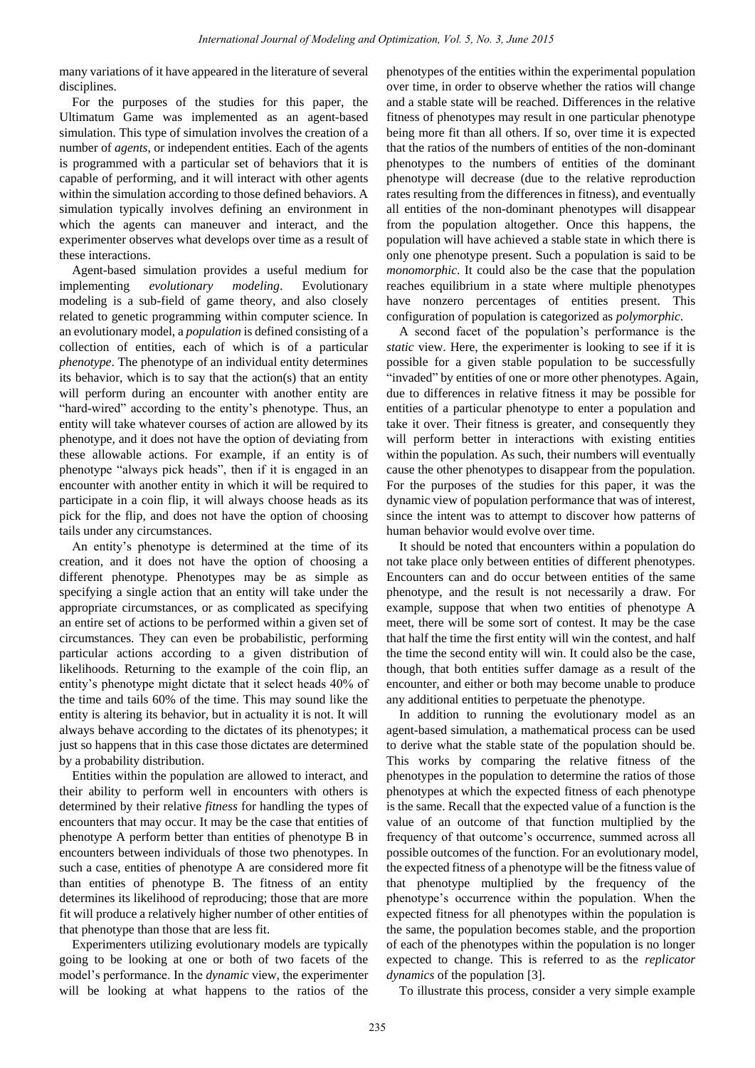many variations of it have appeared in the literature of several disciplines.

For the purposes of the studies for this paper, the Ultimatum Game was implemented as an agent-based simulation. This type of simulation involves the creation of a number of *agents*, or independent entities. Each of the agents is programmed with a particular set of behaviors that it is capable of performing, and it will interact with other agents within the simulation according to those defined behaviors. A simulation typically involves defining an environment in which the agents can maneuver and interact, and the experimenter observes what develops over time as a result of these interactions.

Agent-based simulation provides a useful medium for implementing *evolutionary modeling*. Evolutionary modeling is a sub-field of game theory, and also closely related to genetic programming within computer science. In an evolutionary model, a *population* is defined consisting of a collection of entities, each of which is of a particular *phenotype*. The phenotype of an individual entity determines its behavior, which is to say that the action(s) that an entity will perform during an encounter with another entity are "hard-wired" according to the entity's phenotype. Thus, an entity will take whatever courses of action are allowed by its phenotype, and it does not have the option of deviating from these allowable actions. For example, if an entity is of phenotype "always pick heads", then if it is engaged in an encounter with another entity in which it will be required to participate in a coin flip, it will always choose heads as its pick for the flip, and does not have the option of choosing tails under any circumstances.

An entity's phenotype is determined at the time of its creation, and it does not have the option of choosing a different phenotype. Phenotypes may be as simple as specifying a single action that an entity will take under the appropriate circumstances, or as complicated as specifying an entire set of actions to be performed within a given set of circumstances. They can even be probabilistic, performing particular actions according to a given distribution of likelihoods. Returning to the example of the coin flip, an entity's phenotype might dictate that it select heads 40% of the time and tails 60% of the time. This may sound like the entity is altering its behavior, but in actuality it is not. It will always behave according to the dictates of its phenotypes; it just so happens that in this case those dictates are determined by a probability distribution.

Entities within the population are allowed to interact, and their ability to perform well in encounters with others is determined by their relative *fitness* for handling the types of encounters that may occur. It may be the case that entities of phenotype A perform better than entities of phenotype B in encounters between individuals of those two phenotypes. In such a case, entities of phenotype A are considered more fit than entities of phenotype B. The fitness of an entity determines its likelihood of reproducing; those that are more fit will produce a relatively higher number of other entities of that phenotype than those that are less fit.

Experimenters utilizing evolutionary models are typically going to be looking at one or both of two facets of the model's performance. In the *dynamic* view, the experimenter will be looking at what happens to the ratios of the phenotypes of the entities within the experimental population over time, in order to observe whether the ratios will change and a stable state will be reached. Differences in the relative fitness of phenotypes may result in one particular phenotype being more fit than all others. If so, over time it is expected that the ratios of the numbers of entities of the non-dominant phenotypes to the numbers of entities of the dominant phenotype will decrease (due to the relative reproduction rates resulting from the differences in fitness), and eventually all entities of the non-dominant phenotypes will disappear from the population altogether. Once this happens, the population will have achieved a stable state in which there is only one phenotype present. Such a population is said to be *monomorphic*. It could also be the case that the population reaches equilibrium in a state where multiple phenotypes have nonzero percentages of entities present. This configuration of population is categorized as *polymorphic*.

A second facet of the population's performance is the *static* view. Here, the experimenter is looking to see if it is possible for a given stable population to be successfully "invaded" by entities of one or more other phenotypes. Again, due to differences in relative fitness it may be possible for entities of a particular phenotype to enter a population and take it over. Their fitness is greater, and consequently they will perform better in interactions with existing entities within the population. As such, their numbers will eventually cause the other phenotypes to disappear from the population. For the purposes of the studies for this paper, it was the dynamic view of population performance that was of interest, since the intent was to attempt to discover how patterns of human behavior would evolve over time.

It should be noted that encounters within a population do not take place only between entities of different phenotypes. Encounters can and do occur between entities of the same phenotype, and the result is not necessarily a draw. For example, suppose that when two entities of phenotype A meet, there will be some sort of contest. It may be the case that half the time the first entity will win the contest, and half the time the second entity will win. It could also be the case, though, that both entities suffer damage as a result of the encounter, and either or both may become unable to produce any additional entities to perpetuate the phenotype.

In addition to running the evolutionary model as an agent-based simulation, a mathematical process can be used to derive what the stable state of the population should be. This works by comparing the relative fitness of the phenotypes in the population to determine the ratios of those phenotypes at which the expected fitness of each phenotype is the same. Recall that the expected value of a function is the value of an outcome of that function multiplied by the frequency of that outcome's occurrence, summed across all possible outcomes of the function. For an evolutionary model, the expected fitness of a phenotype will be the fitness value of that phenotype multiplied by the frequency of the phenotype's occurrence within the population. When the expected fitness for all phenotypes within the population is the same, the population becomes stable, and the proportion of each of the phenotypes within the population is no longer expected to change. This is referred to as the *replicator dynamics* of the population [3].

To illustrate this process, consider a very simple example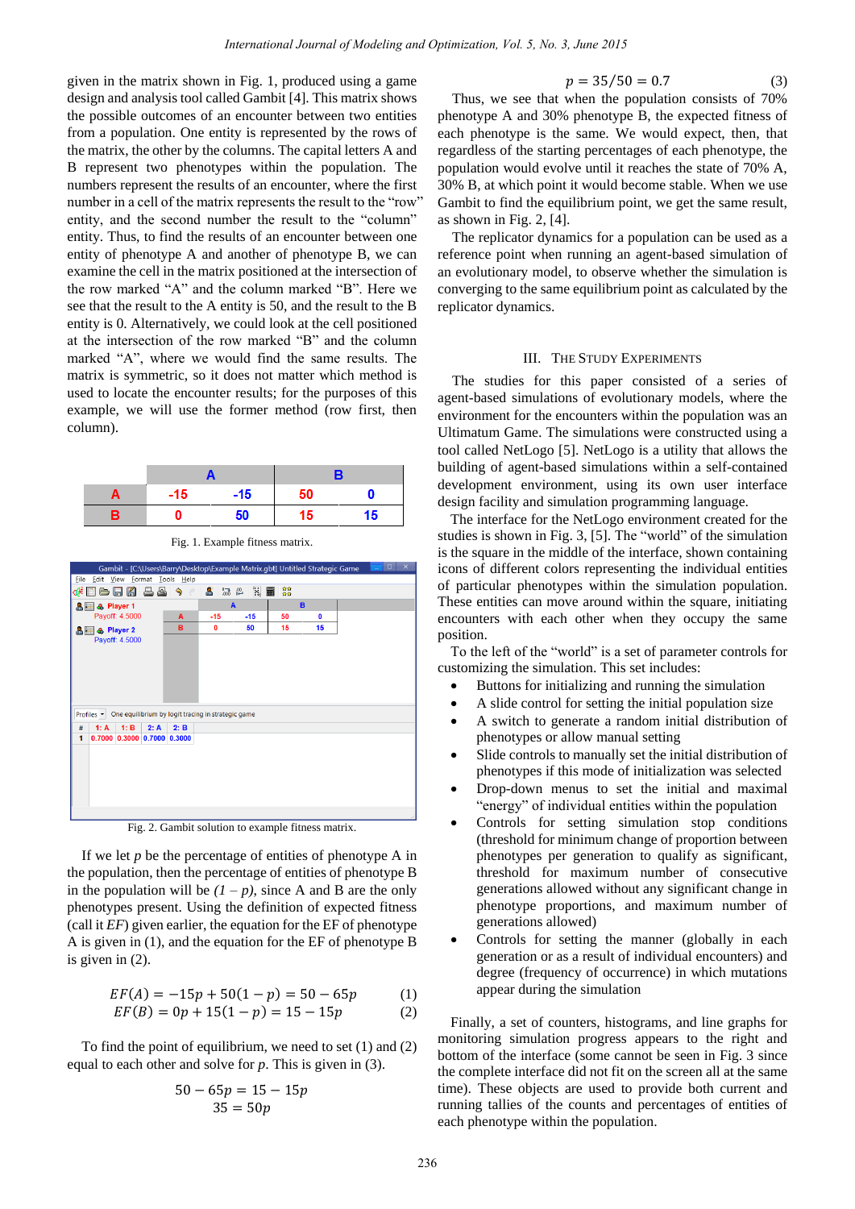given in the matrix shown in Fig. 1, produced using a game design and analysis tool called Gambit [4]. This matrix shows the possible outcomes of an encounter between two entities from a population. One entity is represented by the rows of the matrix, the other by the columns. The capital letters A and B represent two phenotypes within the population. The numbers represent the results of an encounter, where the first number in a cell of the matrix represents the result to the "row" entity, and the second number the result to the "column" entity. Thus, to find the results of an encounter between one entity of phenotype A and another of phenotype B, we can examine the cell in the matrix positioned at the intersection of the row marked "A" and the column marked "B". Here we see that the result to the A entity is 50, and the result to the B entity is 0. Alternatively, we could look at the cell positioned at the intersection of the row marked "B" and the column marked "A", where we would find the same results. The matrix is symmetric, so it does not matter which method is used to locate the encounter results; for the purposes of this example, we will use the former method (row first, then column).

| | A | | B | |
|---|---|---|---|---|
| A | -15 | -15 | 50 | 0 |
| B | 0 | 50 | 15 | 15 |

Fig. 1. Example fitness matrix.

Fig. 2. Gambit solution to example fitness matrix.

If we let $p$ be the percentage of entities of phenotype A in the population, then the percentage of entities of phenotype B in the population will be $(1 - p)$, since A and B are the only phenotypes present. Using the definition of expected fitness (call it *EF*) given earlier, the equation for the EF of phenotype A is given in (1), and the equation for the EF of phenotype B is given in (2).

$$EF(A) = -15p + 50(1-p) = 50 - 65p \quad (1)$$
$$EF(B) = 0p + 15(1-p) = 15 - 15p \quad (2)$$

To find the point of equilibrium, we need to set (1) and (2) equal to each other and solve for $p$. This is given in (3).

$$50 - 65p = 15 - 15p$$
$$35 = 50p$$
$$p = 35/50 = 0.7 \quad (3)$$

Thus, we see that when the population consists of 70% phenotype A and 30% phenotype B, the expected fitness of each phenotype is the same. We would expect, then, that regardless of the starting percentages of each phenotype, the population would evolve until it reaches the state of 70% A, 30% B, at which point it would become stable. When we use Gambit to find the equilibrium point, we get the same result, as shown in Fig. 2, [4].

The replicator dynamics for a population can be used as a reference point when running an agent-based simulation of an evolutionary model, to observe whether the simulation is converging to the same equilibrium point as calculated by the replicator dynamics.

## III. The Study Experiments

The studies for this paper consisted of a series of agent-based simulations of evolutionary models, where the environment for the encounters within the population was an Ultimatum Game. The simulations were constructed using a tool called NetLogo [5]. NetLogo is a utility that allows the building of agent-based simulations within a self-contained development environment, using its own user interface design facility and simulation programming language.

The interface for the NetLogo environment created for the studies is shown in Fig. 3, [5]. The "world" of the simulation is the square in the middle of the interface, shown containing icons of different colors representing the individual entities of particular phenotypes within the simulation population. These entities can move around within the square, initiating encounters with each other when they occupy the same position.

To the left of the "world" is a set of parameter controls for customizing the simulation. This set includes:

- Buttons for initializing and running the simulation
- A slide control for setting the initial population size
- A switch to generate a random initial distribution of phenotypes or allow manual setting
- Slide controls to manually set the initial distribution of phenotypes if this mode of initialization was selected
- Drop-down menus to set the initial and maximal "energy" of individual entities within the population
- Controls for setting simulation stop conditions (threshold for minimum change of proportion between phenotypes per generation to qualify as significant, threshold for maximum number of consecutive generations allowed without any significant change in phenotype proportions, and maximum number of generations allowed)
- Controls for setting the manner (globally in each generation or as a result of individual encounters) and degree (frequency of occurrence) in which mutations appear during the simulation

Finally, a set of counters, histograms, and line graphs for monitoring simulation progress appears to the right and bottom of the interface (some cannot be seen in Fig. 3 since the complete interface did not fit on the screen all at the same time). These objects are used to provide both current and running tallies of the counts and percentages of entities of each phenotype within the population.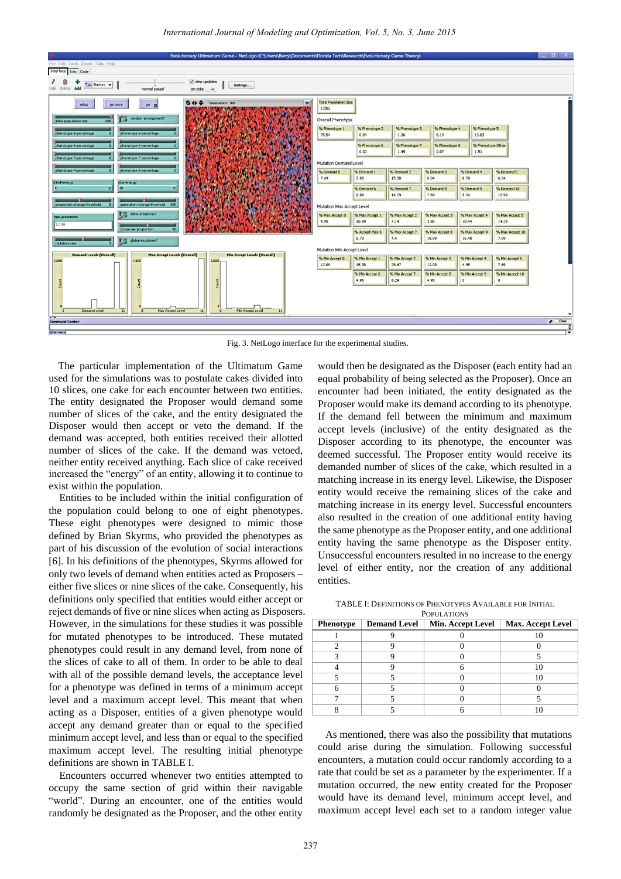Fig. 3. NetLogo interface for the experimental studies.

The particular implementation of the Ultimatum Game used for the simulations was to postulate cakes divided into 10 slices, one cake for each encounter between two entities. The entity designated the Proposer would demand some number of slices of the cake, and the entity designated the Disposer would then accept or veto the demand. If the demand was accepted, both entities received their allotted number of slices of the cake. If the demand was vetoed, neither entity received anything. Each slice of cake received increased the "energy" of an entity, allowing it to continue to exist within the population.

Entities to be included within the initial configuration of the population could belong to one of eight phenotypes. These eight phenotypes were designed to mimic those defined by Brian Skyrms, who provided the phenotypes as part of his discussion of the evolution of social interactions [6]. In his definitions of the phenotypes, Skyrms allowed for only two levels of demand when entities acted as Proposers – either five slices or nine slices of the cake. Consequently, his definitions only specified that entities would either accept or reject demands of five or nine slices when acting as Disposers. However, in the simulations for these studies it was possible for mutated phenotypes to be introduced. These mutated phenotypes could result in any demand level, from none of the slices of cake to all of them. In order to be able to deal with all of the possible demand levels, the acceptance level for a phenotype was defined in terms of a minimum accept level and a maximum accept level. This meant that when acting as a Disposer, entities of a given phenotype would accept any demand greater than or equal to the specified minimum accept level, and less than or equal to the specified maximum accept level. The resulting initial phenotype definitions are shown in TABLE I.

Encounters occurred whenever two entities attempted to occupy the same section of grid within their navigable "world". During an encounter, one of the entities would randomly be designated as the Proposer, and the other entity would then be designated as the Disposer (each entity had an equal probability of being selected as the Proposer). Once an encounter had been initiated, the entity designated as the Proposer would make its demand according to its phenotype. If the demand fell between the minimum and maximum accept levels (inclusive) of the entity designated as the Disposer according to its phenotype, the encounter was deemed successful. The Proposer entity would receive its demanded number of slices of the cake, which resulted in a matching increase in its energy level. Likewise, the Disposer entity would receive the remaining slices of the cake and matching increase in its energy level. Successful encounters also resulted in the creation of one additional entity having the same phenotype as the Proposer entity, and one additional entity having the same phenotype as the Disposer entity. Unsuccessful encounters resulted in no increase to the energy level of either entity, nor the creation of any additional entities.

TABLE I: Definitions of Phenotypes Available for Initial Populations

| Phenotype | Demand Level | Min. Accept Level | Max. Accept Level |
|---|---|---|---|
| 1 | 9 | 0 | 10 |
| 2 | 9 | 0 | 0 |
| 3 | 9 | 0 | 5 |
| 4 | 9 | 6 | 10 |
| 5 | 5 | 0 | 10 |
| 6 | 5 | 0 | 0 |
| 7 | 5 | 0 | 5 |
| 8 | 5 | 6 | 10 |

As mentioned, there was also the possibility that mutations could arise during the simulation. Following successful encounters, a mutation could occur randomly according to a rate that could be set as a parameter by the experimenter. If a mutation occurred, the new entity created for the Proposer would have its demand level, minimum accept level, and maximum accept level each set to a random integer value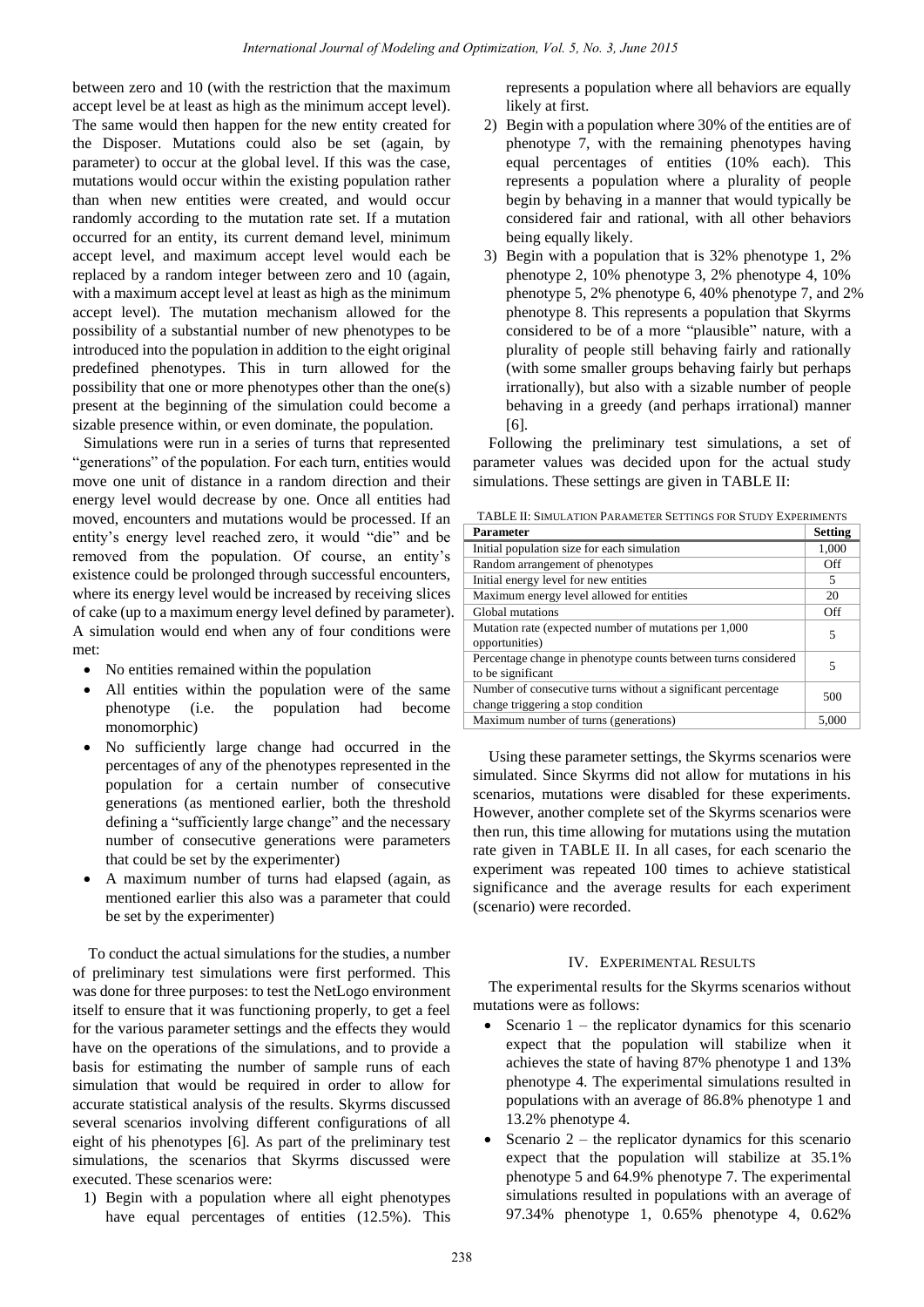between zero and 10 (with the restriction that the maximum accept level be at least as high as the minimum accept level). The same would then happen for the new entity created for the Disposer. Mutations could also be set (again, by parameter) to occur at the global level. If this was the case, mutations would occur within the existing population rather than when new entities were created, and would occur randomly according to the mutation rate set. If a mutation occurred for an entity, its current demand level, minimum accept level, and maximum accept level would each be replaced by a random integer between zero and 10 (again, with a maximum accept level at least as high as the minimum accept level). The mutation mechanism allowed for the possibility of a substantial number of new phenotypes to be introduced into the population in addition to the eight original predefined phenotypes. This in turn allowed for the possibility that one or more phenotypes other than the one(s) present at the beginning of the simulation could become a sizable presence within, or even dominate, the population.

Simulations were run in a series of turns that represented "generations" of the population. For each turn, entities would move one unit of distance in a random direction and their energy level would decrease by one. Once all entities had moved, encounters and mutations would be processed. If an entity's energy level reached zero, it would "die" and be removed from the population. Of course, an entity's existence could be prolonged through successful encounters, where its energy level would be increased by receiving slices of cake (up to a maximum energy level defined by parameter). A simulation would end when any of four conditions were met:

- No entities remained within the population
- All entities within the population were of the same phenotype (i.e. the population had become monomorphic)
- No sufficiently large change had occurred in the percentages of any of the phenotypes represented in the population for a certain number of consecutive generations (as mentioned earlier, both the threshold defining a "sufficiently large change" and the necessary number of consecutive generations were parameters that could be set by the experimenter)
- A maximum number of turns had elapsed (again, as mentioned earlier this also was a parameter that could be set by the experimenter)

To conduct the actual simulations for the studies, a number of preliminary test simulations were first performed. This was done for three purposes: to test the NetLogo environment itself to ensure that it was functioning properly, to get a feel for the various parameter settings and the effects they would have on the operations of the simulations, and to provide a basis for estimating the number of sample runs of each simulation that would be required in order to allow for accurate statistical analysis of the results. Skyrms discussed several scenarios involving different configurations of all eight of his phenotypes [6]. As part of the preliminary test simulations, the scenarios that Skyrms discussed were executed. These scenarios were:

1) Begin with a population where all eight phenotypes have equal percentages of entities (12.5%). This represents a population where all behaviors are equally likely at first.
2) Begin with a population where 30% of the entities are of phenotype 7, with the remaining phenotypes having equal percentages of entities (10% each). This represents a population where a plurality of people begin by behaving in a manner that would typically be considered fair and rational, with all other behaviors being equally likely.
3) Begin with a population that is 32% phenotype 1, 2% phenotype 2, 10% phenotype 3, 2% phenotype 4, 10% phenotype 5, 2% phenotype 6, 40% phenotype 7, and 2% phenotype 8. This represents a population that Skyrms considered to be of a more "plausible" nature, with a plurality of people still behaving fairly and rationally (with some smaller groups behaving fairly but perhaps irrationally), but also with a sizable number of people behaving in a greedy (and perhaps irrational) manner [6].

Following the preliminary test simulations, a set of parameter values was decided upon for the actual study simulations. These settings are given in TABLE II:

TABLE II: SIMULATION PARAMETER SETTINGS FOR STUDY EXPERIMENTS

| Parameter | Setting |
|---|---|
| Initial population size for each simulation | 1,000 |
| Random arrangement of phenotypes | Off |
| Initial energy level for new entities | 5 |
| Maximum energy level allowed for entities | 20 |
| Global mutations | Off |
| Mutation rate (expected number of mutations per 1,000 opportunities) | 5 |
| Percentage change in phenotype counts between turns considered to be significant | 5 |
| Number of consecutive turns without a significant percentage change triggering a stop condition | 500 |
| Maximum number of turns (generations) | 5,000 |

Using these parameter settings, the Skyrms scenarios were simulated. Since Skyrms did not allow for mutations in his scenarios, mutations were disabled for these experiments. However, another complete set of the Skyrms scenarios were then run, this time allowing for mutations using the mutation rate given in TABLE II. In all cases, for each scenario the experiment was repeated 100 times to achieve statistical significance and the average results for each experiment (scenario) were recorded.

## IV. EXPERIMENTAL RESULTS

The experimental results for the Skyrms scenarios without mutations were as follows:

- Scenario 1 – the replicator dynamics for this scenario expect that the population will stabilize when it achieves the state of having 87% phenotype 1 and 13% phenotype 4. The experimental simulations resulted in populations with an average of 86.8% phenotype 1 and 13.2% phenotype 4.
- Scenario 2 – the replicator dynamics for this scenario expect that the population will stabilize at 35.1% phenotype 5 and 64.9% phenotype 7. The experimental simulations resulted in populations with an average of 97.34% phenotype 1, 0.65% phenotype 4, 0.62%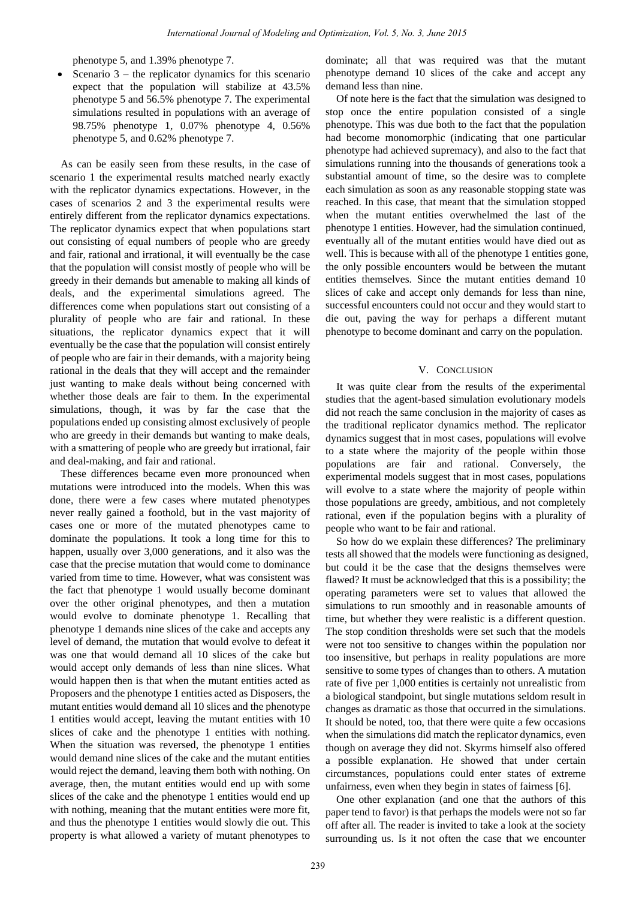phenotype 5, and 1.39% phenotype 7.

- Scenario 3 – the replicator dynamics for this scenario expect that the population will stabilize at 43.5% phenotype 5 and 56.5% phenotype 7. The experimental simulations resulted in populations with an average of 98.75% phenotype 1, 0.07% phenotype 4, 0.56% phenotype 5, and 0.62% phenotype 7.

As can be easily seen from these results, in the case of scenario 1 the experimental results matched nearly exactly with the replicator dynamics expectations. However, in the cases of scenarios 2 and 3 the experimental results were entirely different from the replicator dynamics expectations. The replicator dynamics expect that when populations start out consisting of equal numbers of people who are greedy and fair, rational and irrational, it will eventually be the case that the population will consist mostly of people who will be greedy in their demands but amenable to making all kinds of deals, and the experimental simulations agreed. The differences come when populations start out consisting of a plurality of people who are fair and rational. In these situations, the replicator dynamics expect that it will eventually be the case that the population will consist entirely of people who are fair in their demands, with a majority being rational in the deals that they will accept and the remainder just wanting to make deals without being concerned with whether those deals are fair to them. In the experimental simulations, though, it was by far the case that the populations ended up consisting almost exclusively of people who are greedy in their demands but wanting to make deals, with a smattering of people who are greedy but irrational, fair and deal-making, and fair and rational.

These differences became even more pronounced when mutations were introduced into the models. When this was done, there were a few cases where mutated phenotypes never really gained a foothold, but in the vast majority of cases one or more of the mutated phenotypes came to dominate the populations. It took a long time for this to happen, usually over 3,000 generations, and it also was the case that the precise mutation that would come to dominance varied from time to time. However, what was consistent was the fact that phenotype 1 would usually become dominant over the other original phenotypes, and then a mutation would evolve to dominate phenotype 1. Recalling that phenotype 1 demands nine slices of the cake and accepts any level of demand, the mutation that would evolve to defeat it was one that would demand all 10 slices of the cake but would accept only demands of less than nine slices. What would happen then is that when the mutant entities acted as Proposers and the phenotype 1 entities acted as Disposers, the mutant entities would demand all 10 slices and the phenotype 1 entities would accept, leaving the mutant entities with 10 slices of cake and the phenotype 1 entities with nothing. When the situation was reversed, the phenotype 1 entities would demand nine slices of the cake and the mutant entities would reject the demand, leaving them both with nothing. On average, then, the mutant entities would end up with some slices of the cake and the phenotype 1 entities would end up with nothing, meaning that the mutant entities were more fit, and thus the phenotype 1 entities would slowly die out. This property is what allowed a variety of mutant phenotypes to dominate; all that was required was that the mutant phenotype demand 10 slices of the cake and accept any demand less than nine.

Of note here is the fact that the simulation was designed to stop once the entire population consisted of a single phenotype. This was due both to the fact that the population had become monomorphic (indicating that one particular phenotype had achieved supremacy), and also to the fact that simulations running into the thousands of generations took a substantial amount of time, so the desire was to complete each simulation as soon as any reasonable stopping state was reached. In this case, that meant that the simulation stopped when the mutant entities overwhelmed the last of the phenotype 1 entities. However, had the simulation continued, eventually all of the mutant entities would have died out as well. This is because with all of the phenotype 1 entities gone, the only possible encounters would be between the mutant entities themselves. Since the mutant entities demand 10 slices of cake and accept only demands for less than nine, successful encounters could not occur and they would start to die out, paving the way for perhaps a different mutant phenotype to become dominant and carry on the population.

## V. Conclusion

It was quite clear from the results of the experimental studies that the agent-based simulation evolutionary models did not reach the same conclusion in the majority of cases as the traditional replicator dynamics method. The replicator dynamics suggest that in most cases, populations will evolve to a state where the majority of the people within those populations are fair and rational. Conversely, the experimental models suggest that in most cases, populations will evolve to a state where the majority of people within those populations are greedy, ambitious, and not completely rational, even if the population begins with a plurality of people who want to be fair and rational.

So how do we explain these differences? The preliminary tests all showed that the models were functioning as designed, but could it be the case that the designs themselves were flawed? It must be acknowledged that this is a possibility; the operating parameters were set to values that allowed the simulations to run smoothly and in reasonable amounts of time, but whether they were realistic is a different question. The stop condition thresholds were set such that the models were not too sensitive to changes within the population nor too insensitive, but perhaps in reality populations are more sensitive to some types of changes than to others. A mutation rate of five per 1,000 entities is certainly not unrealistic from a biological standpoint, but single mutations seldom result in changes as dramatic as those that occurred in the simulations. It should be noted, too, that there were quite a few occasions when the simulations did match the replicator dynamics, even though on average they did not. Skyrms himself also offered a possible explanation. He showed that under certain circumstances, populations could enter states of extreme unfairness, even when they begin in states of fairness [6].

One other explanation (and one that the authors of this paper tend to favor) is that perhaps the models were not so far off after all. The reader is invited to take a look at the society surrounding us. Is it not often the case that we encounter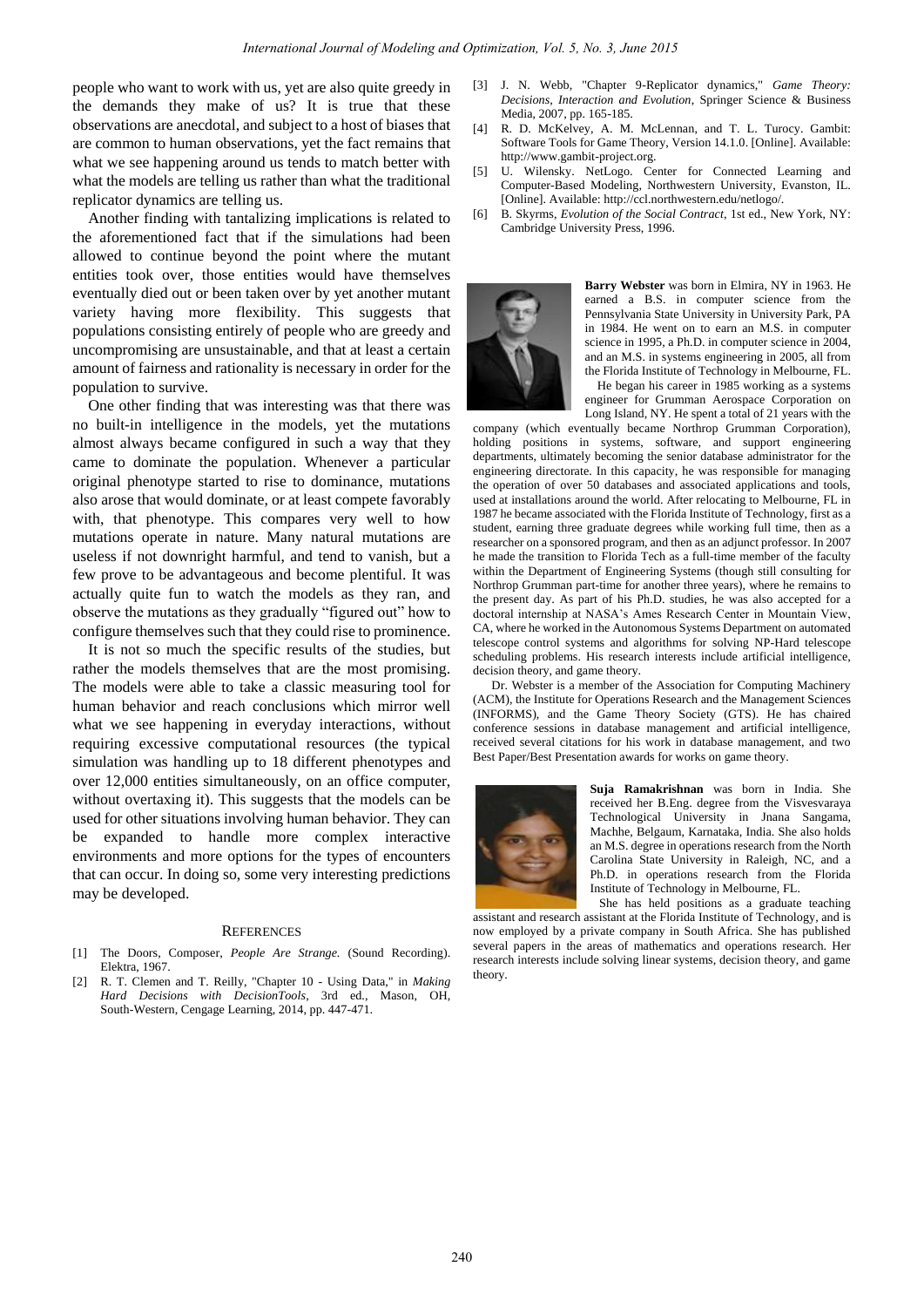people who want to work with us, yet are also quite greedy in the demands they make of us? It is true that these observations are anecdotal, and subject to a host of biases that are common to human observations, yet the fact remains that what we see happening around us tends to match better with what the models are telling us rather than what the traditional replicator dynamics are telling us.

Another finding with tantalizing implications is related to the aforementioned fact that if the simulations had been allowed to continue beyond the point where the mutant entities took over, those entities would have themselves eventually died out or been taken over by yet another mutant variety having more flexibility. This suggests that populations consisting entirely of people who are greedy and uncompromising are unsustainable, and that at least a certain amount of fairness and rationality is necessary in order for the population to survive.

One other finding that was interesting was that there was no built-in intelligence in the models, yet the mutations almost always became configured in such a way that they came to dominate the population. Whenever a particular original phenotype started to rise to dominance, mutations also arose that would dominate, or at least compete favorably with, that phenotype. This compares very well to how mutations operate in nature. Many natural mutations are useless if not downright harmful, and tend to vanish, but a few prove to be advantageous and become plentiful. It was actually quite fun to watch the models as they ran, and observe the mutations as they gradually "figured out" how to configure themselves such that they could rise to prominence.

It is not so much the specific results of the studies, but rather the models themselves that are the most promising. The models were able to take a classic measuring tool for human behavior and reach conclusions which mirror well what we see happening in everyday interactions, without requiring excessive computational resources (the typical simulation was handling up to 18 different phenotypes and over 12,000 entities simultaneously, on an office computer, without overtaxing it). This suggests that the models can be used for other situations involving human behavior. They can be expanded to handle more complex interactive environments and more options for the types of encounters that can occur. In doing so, some very interesting predictions may be developed.

## References

[1] The Doors, Composer, *People Are Strange.* (Sound Recording). Elektra, 1967.

[2] R. T. Clemen and T. Reilly, "Chapter 10 - Using Data," in *Making Hard Decisions with DecisionTools*, 3rd ed., Mason, OH, South-Western, Cengage Learning, 2014, pp. 447-471.

[3] J. N. Webb, "Chapter 9-Replicator dynamics," *Game Theory: Decisions, Interaction and Evolution*, Springer Science & Business Media, 2007, pp. 165-185.

[4] R. D. McKelvey, A. M. McLennan, and T. L. Turocy. Gambit: Software Tools for Game Theory, Version 14.1.0. [Online]. Available: http://www.gambit-project.org.

[5] U. Wilensky. NetLogo. Center for Connected Learning and Computer-Based Modeling, Northwestern University, Evanston, IL. [Online]. Available: http://ccl.northwestern.edu/netlogo/.

[6] B. Skyrms, *Evolution of the Social Contract*, 1st ed., New York, NY: Cambridge University Press, 1996.

**Barry Webster** was born in Elmira, NY in 1963. He earned a B.S. in computer science from the Pennsylvania State University in University Park, PA in 1984. He went on to earn an M.S. in computer science in 1995, a Ph.D. in computer science in 2004, and an M.S. in systems engineering in 2005, all from the Florida Institute of Technology in Melbourne, FL.

He began his career in 1985 working as a systems engineer for Grumman Aerospace Corporation on Long Island, NY. He spent a total of 21 years with the company (which eventually became Northrop Grumman Corporation), holding positions in systems, software, and support engineering departments, ultimately becoming the senior database administrator for the engineering directorate. In this capacity, he was responsible for managing the operation of over 50 databases and associated applications and tools, used at installations around the world. After relocating to Melbourne, FL in 1987 he became associated with the Florida Institute of Technology, first as a student, earning three graduate degrees while working full time, then as a researcher on a sponsored program, and then as an adjunct professor. In 2007 he made the transition to Florida Tech as a full-time member of the faculty within the Department of Engineering Systems (though still consulting for Northrop Grumman part-time for another three years), where he remains to the present day. As part of his Ph.D. studies, he was also accepted for a doctoral internship at NASA's Ames Research Center in Mountain View, CA, where he worked in the Autonomous Systems Department on automated telescope control systems and algorithms for solving NP-Hard telescope scheduling problems. His research interests include artificial intelligence, decision theory, and game theory.

Dr. Webster is a member of the Association for Computing Machinery (ACM), the Institute for Operations Research and the Management Sciences (INFORMS), and the Game Theory Society (GTS). He has chaired conference sessions in database management and artificial intelligence, received several citations for his work in database management, and two Best Paper/Best Presentation awards for works on game theory.

**Suja Ramakrishnan** was born in India. She received her B.Eng. degree from the Visvesvaraya Technological University in Jnana Sangama, Machhe, Belgaum, Karnataka, India. She also holds an M.S. degree in operations research from the North Carolina State University in Raleigh, NC, and a Ph.D. in operations research from the Florida Institute of Technology in Melbourne, FL.

She has held positions as a graduate teaching assistant and research assistant at the Florida Institute of Technology, and is now employed by a private company in South Africa. She has published several papers in the areas of mathematics and operations research. Her research interests include solving linear systems, decision theory, and game theory.